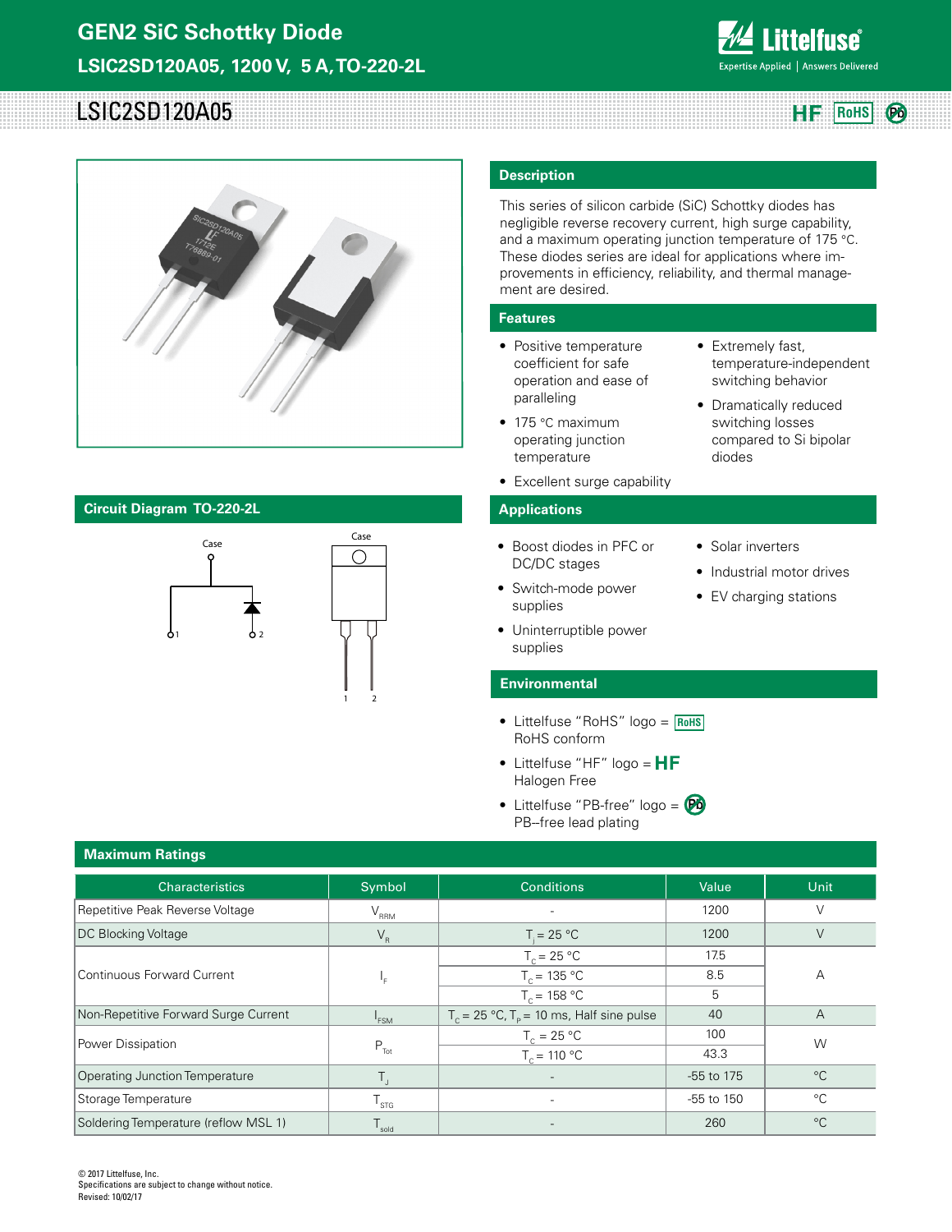# GEN2 SiC Schottky Diode

## LSIC2SD120A05, 1200 V, 5 A, TO-220-2L

LSIC2SD120A05

HF RoHS Pb

## Description

This series of silicon carbide (SiC) Schottky diodes has negligible reverse recovery current, high surge capability, and a maximum operating junction temperature of 175 °C. These diodes series are ideal for applications where improvements in efficiency, reliability, and thermal management are desired.

## Features

- Positive temperature coefficient for safe operation and ease of paralleling
- 175 °C maximum operating junction temperature
- Excellent surge capability
- Extremely fast, temperature-independent switching behavior
- Dramatically reduced switching losses compared to Si bipolar diodes

## Circuit Diagram TO-220-2L

Case

1 2

## Applications

- Boost diodes in PFC or DC/DC stages
- Switch-mode power supplies
- Uninterruptible power supplies
- Solar inverters
- Industrial motor drives
- EV charging stations

## Environmental

- Littelfuse "RoHS" logo = RoHS  
  RoHS conform
- Littelfuse "HF" logo = HF  
  Halogen Free
- Littelfuse "PB-free" logo = Pb  
  PB--free lead plating

## Maximum Ratings

| Characteristics | Symbol | Conditions | Value | Unit |
|---|---|---|---|---|
| Repetitive Peak Reverse Voltage | $V_{RRM}$ | - | 1200 | V |
| DC Blocking Voltage | $V_R$ | $T_J$ = 25 °C | 1200 | V |
| Continuous Forward Current | $I_F$ | $T_C$ = 25 °C | 17.5 | A |
| | | $T_C$ = 135 °C | 8.5 | |
| | | $T_C$ = 158 °C | 5 | |
| Non-Repetitive Forward Surge Current | $I_{FSM}$ | $T_C$ = 25 °C, $T_P$ = 10 ms, Half sine pulse | 40 | A |
| Power Dissipation | $P_{Tot}$ | $T_C$ = 25 °C | 100 | W |
| | | $T_C$ = 110 °C | 43.3 | |
| Operating Junction Temperature | $T_J$ | - | -55 to 175 | °C |
| Storage Temperature | $T_{STG}$ | - | -55 to 150 | °C |
| Soldering Temperature (reflow MSL 1) | $T_{sold}$ | - | 260 | °C |

© 2017 Littelfuse, Inc.  
Specifications are subject to change without notice.  
Revised: 10/02/17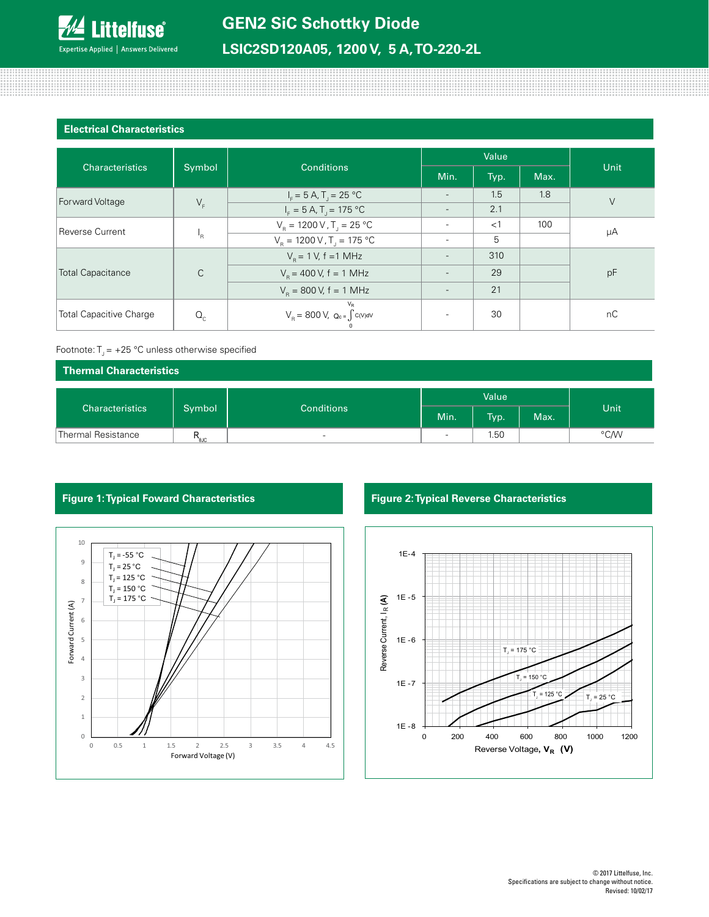## Electrical Characteristics

| Characteristics | Symbol | Conditions | Value | | | Unit |
|---|---|---|---|---|---|---|
| | | | Min. | Typ. | Max. | |
| Forward Voltage | $V_F$ | $I_F$ = 5 A, $T_J$ = 25 °C | - | 1.5 | 1.8 | V |
| | | $I_F$ = 5 A, $T_J$ = 175 °C | - | 2.1 | | |
| Reverse Current | $I_R$ | $V_R$ = 1200 V, $T_J$ = 25 °C | - | <1 | 100 | μA |
| | | $V_R$ = 1200 V, $T_J$ = 175 °C | - | 5 | | |
| Total Capacitance | C | $V_R$ = 1 V, f = 1 MHz | - | 310 | | pF |
| | | $V_R$ = 400 V, f = 1 MHz | - | 29 | | |
| | | $V_R$ = 800 V, f = 1 MHz | - | 21 | | |
| Total Capacitive Charge | $Q_C$ | $V_R$ = 800 V, $Q_C = \int_0^{V_R} C(V)dV$ | - | 30 | | nC |

Footnote: $T_J$ = +25 °C unless otherwise specified

## Thermal Characteristics

| Characteristics | Symbol | Conditions | Value | | | Unit |
|---|---|---|---|---|---|---|
| | | | Min. | Typ. | Max. | |
| Thermal Resistance | $R_{θJC}$ | - | - | 1.50 | | °C/W |

## Figure 1: Typical Foward Characteristics

## Figure 2: Typical Reverse Characteristics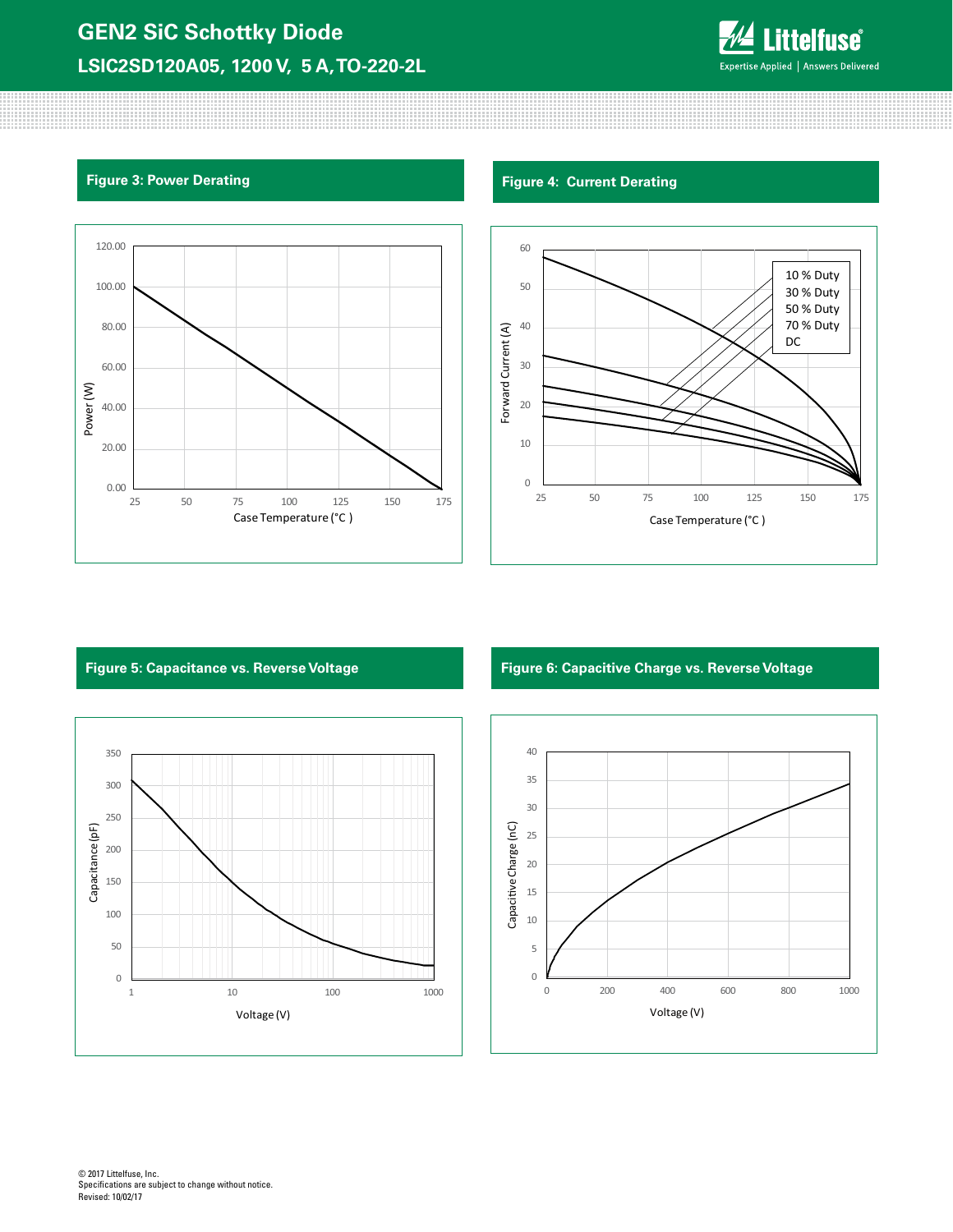## Figure 3: Power Derating

Power (W)

120.00, 100.00, 80.00, 60.00, 40.00, 20.00, 0.00

25 50 75 100 125 150 175

Case Temperature (°C )

## Figure 4: Current Derating

Forward Current (A)

60, 50, 40, 30, 20, 10, 0

10 % Duty
30 % Duty
50 % Duty
70 % Duty
DC

25 50 75 100 125 150 175

Case Temperature (°C )

## Figure 5: Capacitance vs. Reverse Voltage

Capacitance (pF)

350, 300, 250, 200, 150, 100, 50, 0

1 10 100 1000

Voltage (V)

## Figure 6: Capacitive Charge vs. Reverse Voltage

Capacitive Charge (nC)

40, 35, 30, 25, 20, 15, 10, 5, 0

0 200 400 600 800 1000

Voltage (V)

© 2017 Littelfuse, Inc.
Specifications are subject to change without notice.
Revised: 10/02/17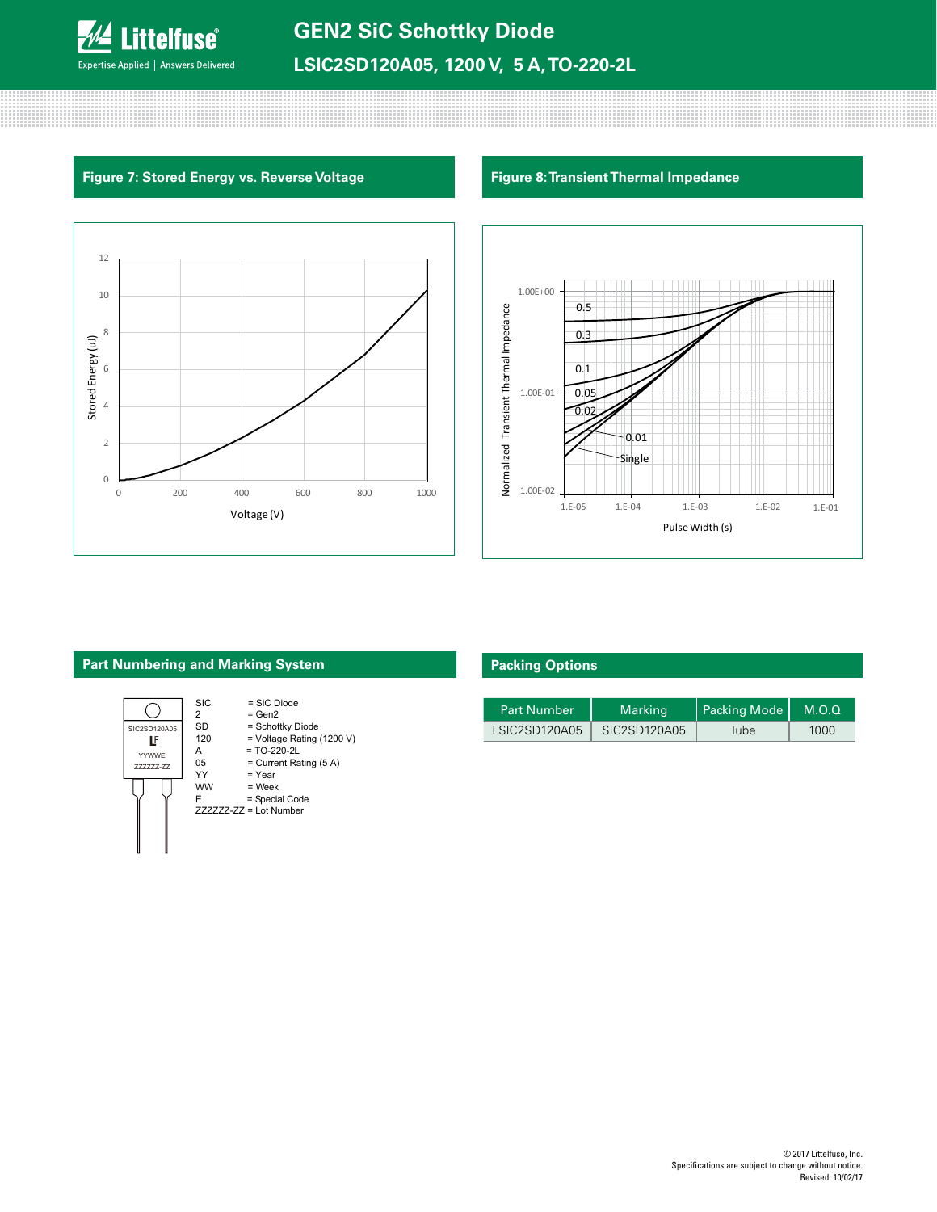## Figure 7: Stored Energy vs. Reverse Voltage

## Figure 8: Transient Thermal Impedance

## Part Numbering and Marking System

SIC2SD120A05
LF
YYWWE
ZZZZZZ-ZZ

- SIC = SiC Diode
- 2 = Gen2
- SD = Schottky Diode
- 120 = Voltage Rating (1200 V)
- A = TO-220-2L
- 05 = Current Rating (5 A)
- YY = Year
- WW = Week
- E = Special Code
- ZZZZZZ-ZZ = Lot Number

## Packing Options

| Part Number | Marking | Packing Mode | M.O.Q |
|---|---|---|---|
| LSIC2SD120A05 | SIC2SD120A05 | Tube | 1000 |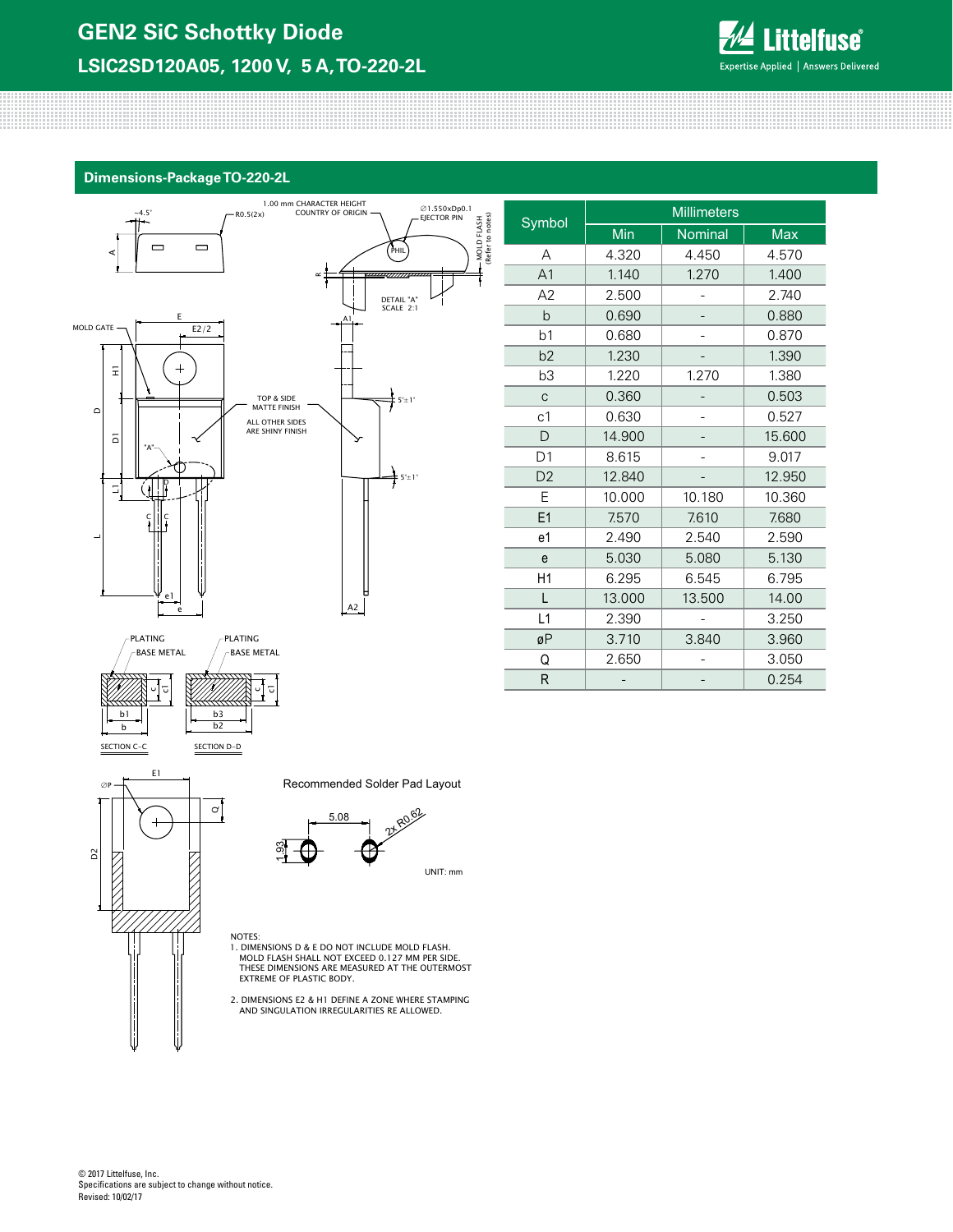## Dimensions-Package TO-220-2L

| Symbol | Millimeters | | |
|---|---|---|---|
| | Min | Nominal | Max |
| A | 4.320 | 4.450 | 4.570 |
| A1 | 1.140 | 1.270 | 1.400 |
| A2 | 2.500 | - | 2.740 |
| b | 0.690 | - | 0.880 |
| b1 | 0.680 | - | 0.870 |
| b2 | 1.230 | - | 1.390 |
| b3 | 1.220 | 1.270 | 1.380 |
| c | 0.360 | - | 0.503 |
| c1 | 0.630 | - | 0.527 |
| D | 14.900 | - | 15.600 |
| D1 | 8.615 | - | 9.017 |
| D2 | 12.840 | - | 12.950 |
| E | 10.000 | 10.180 | 10.360 |
| E1 | 7.570 | 7.610 | 7.680 |
| e1 | 2.490 | 2.540 | 2.590 |
| e | 5.030 | 5.080 | 5.130 |
| H1 | 6.295 | 6.545 | 6.795 |
| L | 13.000 | 13.500 | 14.00 |
| L1 | 2.390 | - | 3.250 |
| øP | 3.710 | 3.840 | 3.960 |
| Q | 2.650 | - | 3.050 |
| R | - | - | 0.254 |

Recommended Solder Pad Layout

5.08

2x R0.62

1.93

UNIT: mm

NOTES:
1. DIMENSIONS D & E DO NOT INCLUDE MOLD FLASH. MOLD FLASH SHALL NOT EXCEED 0.127 MM PER SIDE. THESE DIMENSIONS ARE MEASURED AT THE OUTERMOST EXTREME OF PLASTIC BODY.

2. DIMENSIONS E2 & H1 DEFINE A ZONE WHERE STAMPING AND SINGULATION IRREGULARITIES RE ALLOWED.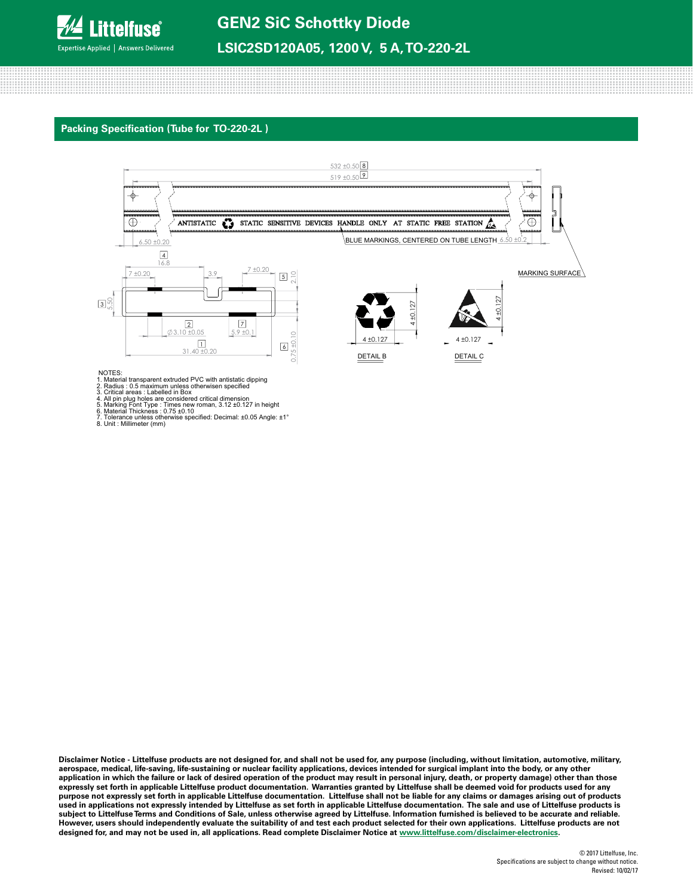## Packing Specification (Tube for TO-220-2L )

532 ±0.50 8
519 ±0.50 9
ANTISTATIC STATIC SENSITIVE DEVICES HANDLE ONLY AT STATIC FREE STATION
6.50 ±0.20
BLUE MARKINGS, CENTERED ON TUBE LENGTH 6.50 ±0.2
MARKING SURFACE
4
16.8
7 ±0.20
3.9
7 ±0.20
5
2.10
3
5.50
2
∅3.10 ±0.05
7
5.9 ±0.1
1
31.40 ±0.20
6
0.75 ±0.10
4 ±0.127
4 ±0.127
DETAIL B
4 ±0.127
4 ±0.127
DETAIL C

NOTES:
1. Material transparent extruded PVC with antistatic dipping
2. Radius : 0.5 maximum unless otherwisen specified
3. Critical areas : Labelled in Box
4. All pin plug holes are considered critical dimension
5. Marking Font Type : Times new roman, 3.12 ±0.127 in height
6. Material Thickness : 0.75 ±0.10
7. Tolerance unless otherwise specified: Decimal: ±0.05 Angle: ±1°
8. Unit : Millimeter (mm)

**Disclaimer Notice - Littelfuse products are not designed for, and shall not be used for, any purpose (including, without limitation, automotive, military, aerospace, medical, life-saving, life-sustaining or nuclear facility applications, devices intended for surgical implant into the body, or any other application in which the failure or lack of desired operation of the product may result in personal injury, death, or property damage) other than those expressly set forth in applicable Littelfuse product documentation. Warranties granted by Littelfuse shall be deemed void for products used for any purpose not expressly set forth in applicable Littelfuse documentation. Littelfuse shall not be liable for any claims or damages arising out of products used in applications not expressly intended by Littelfuse as set forth in applicable Littelfuse documentation. The sale and use of Littelfuse products is subject to Littelfuse Terms and Conditions of Sale, unless otherwise agreed by Littelfuse. Information furnished is believed to be accurate and reliable. However, users should independently evaluate the suitability of and test each product selected for their own applications. Littelfuse products are not designed for, and may not be used in, all applications. Read complete Disclaimer Notice at www.littelfuse.com/disclaimer-electronics.**

© 2017 Littelfuse, Inc.
Specifications are subject to change without notice.
Revised: 10/02/17